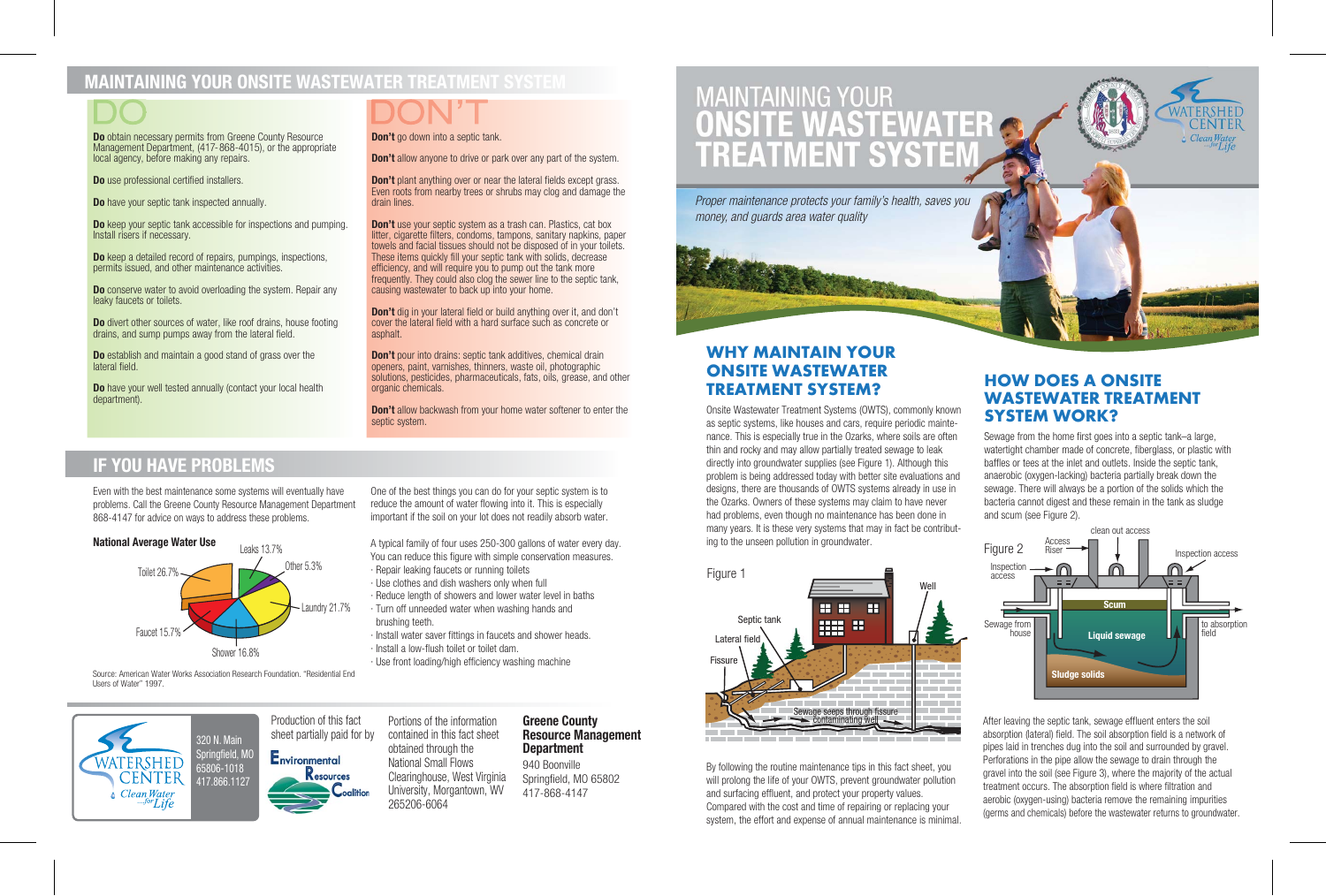# MAINTAINING YOUR ONSITE WASTEWATER TREATMENT SYSTEM

## DO

**Do** obtain necessary permits from Greene County Resource Management Department, (417-868-4015), or the appropriate local agency, before making any repairs.

**Do** use professional certified installers.

**Do** have your septic tank inspected annually.

**Do** keep your septic tank accessible for inspections and pumping. Install risers if necessary.

**Do** keep a detailed record of repairs, pumpings, inspections, permits issued, and other maintenance activities.

**Do** conserve water to avoid overloading the system. Repair any leaky faucets or toilets.

**Do** divert other sources of water, like roof drains, house footing drains, and sump pumps away from the lateral field.

**Do** establish and maintain a good stand of grass over the lateral field.

**Do** have your well tested annually (contact your local health department).

## DON'T

**Don't** go down into a septic tank.

**Don't** allow anyone to drive or park over any part of the system.

**Don't** plant anything over or near the lateral fields except grass. Even roots from nearby trees or shrubs may clog and damage the drain lines.

**Don't** use your septic system as a trash can. Plastics, cat box litter, cigarette filters, condoms, tampons, sanitary napkins, paper towels and facial tissues should not be disposed of in your toilets. These items quickly fill your septic tank with solids, decrease efficiency, and will require you to pump out the tank more frequently. They could also clog the sewer line to the septic tank, causing wastewater to back up into your home.

**Don't** dig in your lateral field or build anything over it, and don't cover the lateral field with a hard surface such as concrete or asphalt.

**Don't** pour into drains: septic tank additives, chemical drain openers, paint, varnishes, thinners, waste oil, photographic solutions, pesticides, pharmaceuticals, fats, oils, grease, and other organic chemicals.

**Don't** allow backwash from your home water softener to enter the septic system.

## IF YOU HAVE PROBLEMS

Even with the best maintenance some systems will eventually have problems. Call the Greene County Resource Management Department 868-4147 for advice on ways to address these problems.

**National Average Water Use**

- Toilet 26.7%
- Leaks 13.7%
- Other 5.3%
- Laundry 21.7%
- Shower 16.8%
- Faucet 15.7%

Source: American Water Works Association Research Foundation. "Residential End Users of Water" 1997.

One of the best things you can do for your septic system is to reduce the amount of water flowing into it. This is especially important if the soil on your lot does not readily absorb water.

A typical family of four uses 250-300 gallons of water every day. You can reduce this figure with simple conservation measures.

- Repair leaking faucets or running toilets
- Use clothes and dish washers only when full
- Reduce length of showers and lower water level in baths
- Turn off unneeded water when washing hands and brushing teeth.
- Install water saver fittings in faucets and shower heads.
- Install a low-flush toilet or toilet dam.
- Use front loading/high efficiency washing machine

WATERSHED CENTER Clean Water ...for Life
320 N. Main
Springfield, MO 65806-1018
417.866.1127

Production of this fact sheet partially paid for by Environmental Resources Coalition

Portions of the information contained in this fact sheet obtained through the National Small Flows Clearinghouse, West Virginia University, Morgantown, WV 265206-6064

**Greene County Resource Management Department**
940 Boonville
Springfield, MO 65802
417-868-4147

# MAINTAINING YOUR ONSITE WASTEWATER TREATMENT SYSTEM

*Proper maintenance protects your family's health, saves you money, and guards area water quality*

## WHY MAINTAIN YOUR ONSITE WASTEWATER TREATMENT SYSTEM?

Onsite Wastewater Treatment Systems (OWTS), commonly known as septic systems, like houses and cars, require periodic maintenance. This is especially true in the Ozarks, where soils are often thin and rocky and may allow partially treated sewage to leak directly into groundwater supplies (see Figure 1). Although this problem is being addressed today with better site evaluations and designs, there are thousands of OWTS systems already in use in the Ozarks. Owners of these systems may claim to have never had problems, even though no maintenance has been done in many years. It is these very systems that may in fact be contributing to the unseen pollution in groundwater.

Figure 1

Septic tank · Lateral field · Fissure · Well · Sewage seeps through fissure contaminating well

By following the routine maintenance tips in this fact sheet, you will prolong the life of your OWTS, prevent groundwater pollution and surfacing effluent, and protect your property values. Compared with the cost and time of repairing or replacing your system, the effort and expense of annual maintenance is minimal.

## HOW DOES A ONSITE WASTEWATER TREATMENT SYSTEM WORK?

Sewage from the home first goes into a septic tank–a large, watertight chamber made of concrete, fiberglass, or plastic with baffles or tees at the inlet and outlets. Inside the septic tank, anaerobic (oxygen-lacking) bacteria partially break down the sewage. There will always be a portion of the solids which the bacteria cannot digest and these remain in the tank as sludge and scum (see Figure 2).

Figure 2

clean out access · Access Riser · Inspection access · Inspection access · Scum · Sewage from house · Liquid sewage · to absorption field · Sludge solids

After leaving the septic tank, sewage effluent enters the soil absorption (lateral) field. The soil absorption field is a network of pipes laid in trenches dug into the soil and surrounded by gravel. Perforations in the pipe allow the sewage to drain through the gravel into the soil (see Figure 3), where the majority of the actual treatment occurs. The absorption field is where filtration and aerobic (oxygen-using) bacteria remove the remaining impurities (germs and chemicals) before the wastewater returns to groundwater.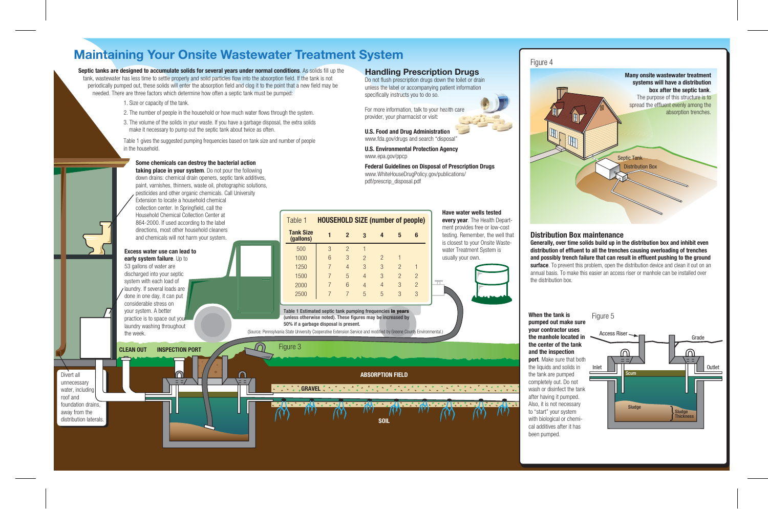# Maintaining Your Onsite Wastewater Treatment System

**Septic tanks are designed to accumulate solids for several years under normal conditions.** As solids fill up the tank, wastewater has less time to settle properly and solid particles flow into the absorption field. If the tank is not periodically pumped out, these solids will enter the absorption field and clog it to the point that a new field may be needed. There are three factors which determine how often a septic tank must be pumped:

1. Size or capacity of the tank.
2. The number of people in the household or how much water flows through the system.
3. The volume of the solids in your waste. If you have a garbage disposal, the extra solids make it necessary to pump out the septic tank about twice as often.

Table 1 gives the suggested pumping frequencies based on tank size and number of people in the household.

**Some chemicals can destroy the bacterial action taking place in your system**. Do not pour the following down drains: chemical drain openers, septic tank additives, paint, varnishes, thinners, waste oil, photographic solutions, pesticides and other organic chemicals. Call University Extension to locate a household chemical collection center. In Springfield, call the Household Chemical Collection Center at 864-2000. If used according to the label directions, most other household cleaners and chemicals will not harm your system.

**Excess water use can lead to early system failure**. Up to 53 gallons of water are discharged into your septic system with each load of laundry. If several loads are done in one day, it can put considerable stress on your system. A better practice is to space out your laundry washing throughout the week.

Divert all unnecessary water, including roof and foundation drains, away from the distribution laterals.

CLEAN OUT

INSPECTION PORT

Figure 3

ABSORPTION FIELD

GRAVEL

SOIL

## Handling Prescription Drugs

Do not flush prescription drugs down the toilet or drain unless the label or accompanying patient information specifically instructs you to do so.

For more information, talk to your health care provider, your pharmacist or visit:

**U.S. Food and Drug Administration**
www.fda.gov/drugs and search "disposal"

**U.S. Environmental Protection Agency**
www.epa.gov/ppcp

**Federal Guidelines on Disposal of Prescription Drugs**
www.WhiteHouseDrugPolicy.gov/publications/pdf/prescrip_disposal.pdf

**Have water wells tested every year**. The Health Department provides free or low-cost testing. Remember, the well that is closest to your Onsite Wastewater Treatment System is usually your own.

Table 1 HOUSEHOLD SIZE (number of people)

| Tank Size (gallons) | 1 | 2 | 3 | 4 | 5 | 6 |
|---|---|---|---|---|---|---|
| 500 | 3 | 2 | 1 | | | |
| 1000 | 6 | 3 | 2 | 2 | 1 | |
| 1250 | 7 | 4 | 3 | 3 | 2 | 1 |
| 1500 | 7 | 5 | 4 | 3 | 2 | 2 |
| 2000 | 7 | 6 | 4 | 4 | 3 | 2 |
| 2500 | 7 | 7 | 5 | 5 | 3 | 3 |

**Table 1 Estimated septic tank pumping frequencies in years (unless otherwise noted). These figures may be increased by 50% if a garbage disposal is present.**

(Source: Pennsylvania State University Cooperative Extension Service and modified by Greene County Environmental.)

Figure 4

**Many onsite wastewater treatment systems will have a distribution box after the septic tank**. The purpose of this structure is to spread the effluent evenly among the absorption trenches.

Septic Tank

Distribution Box

## Distribution Box maintenance

**Generally, over time solids build up in the distribution box and inhibit even distribution of effluent to all the trenches causing overloading of trenches and possibly trench failure that can result in effluent pushing to the ground surface**. To prevent this problem, open the distribution device and clean it out on an annual basis. To make this easier an access riser or manhole can be installed over the distribution box.

**When the tank is pumped out make sure your contractor uses the manhole located in the center of the tank and the inspection port**. Make sure that both the liquids and solids in the tank are pumped completely out. Do not wash or disinfect the tank after having it pumped. Also, it is not necessary to "start" your system with biological or chemical additives after it has been pumped.

Figure 5

Access Riser

Grade

Inlet

Outlet

Scum

Sludge

Sludge Thickness